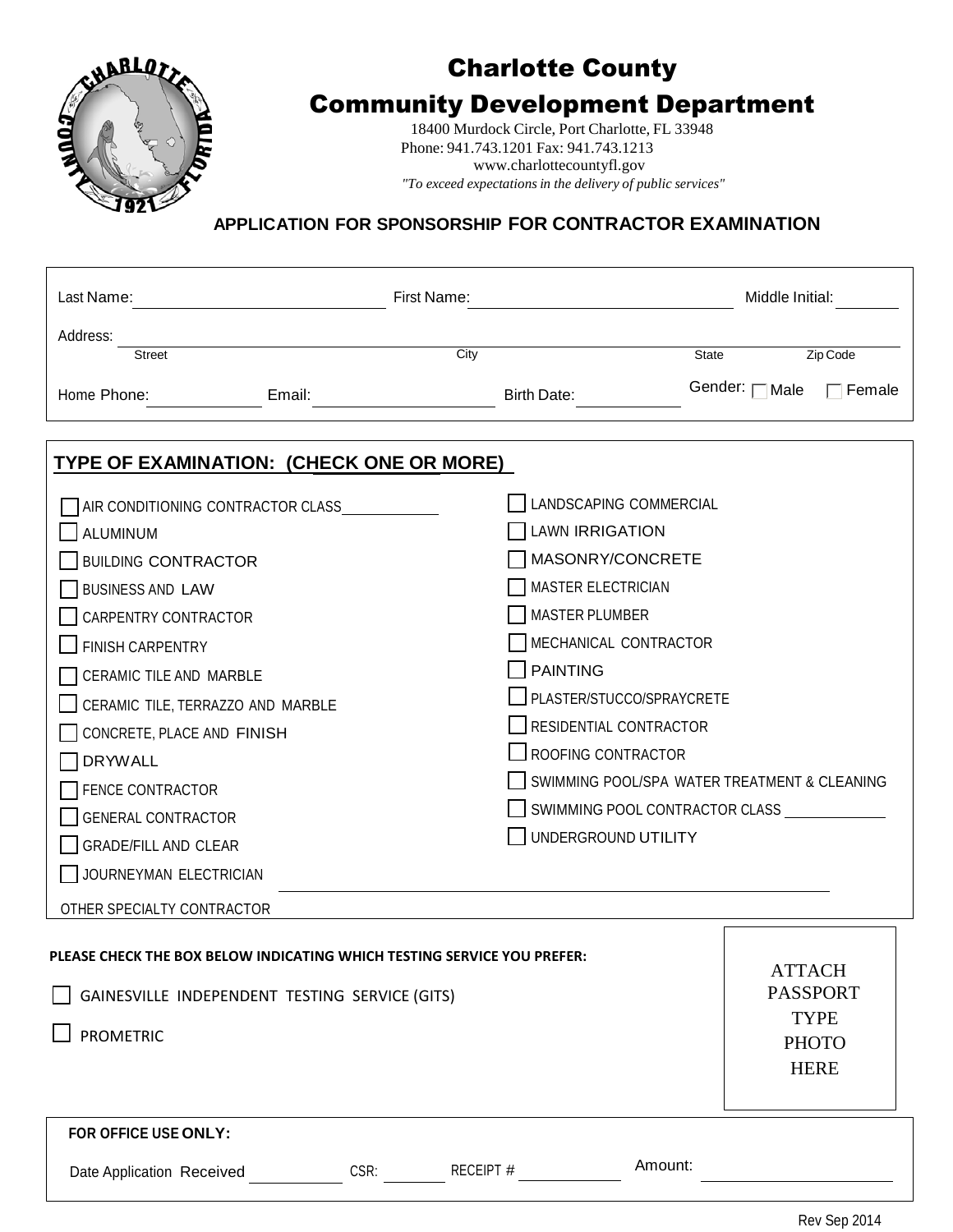# Charlotte County

# Community Development Department

18400 Murdock Circle, Port Charlotte, FL 33948
Phone: 941.743.1201 Fax: 941.743.1213
www.charlottecountyfl.gov
*"To exceed expectations in the delivery of public services"*

## APPLICATION FOR SPONSORSHIP FOR CONTRACTOR EXAMINATION

Last Name: ______________________ First Name: ______________________ Middle Initial: ______

Address: ____________________________________________________________
Street / City / State / Zip Code

Home Phone: ____________ Email: ________________ Birth Date: __________ Gender: ☐ Male ☐ Female

## TYPE OF EXAMINATION: (CHECK ONE OR MORE)

- ☐ AIR CONDITIONING CONTRACTOR CLASS ________
- ☐ ALUMINUM
- ☐ BUILDING CONTRACTOR
- ☐ BUSINESS AND LAW
- ☐ CARPENTRY CONTRACTOR
- ☐ FINISH CARPENTRY
- ☐ CERAMIC TILE AND MARBLE
- ☐ CERAMIC TILE, TERRAZZO AND MARBLE
- ☐ CONCRETE, PLACE AND FINISH
- ☐ DRYWALL
- ☐ FENCE CONTRACTOR
- ☐ GENERAL CONTRACTOR
- ☐ GRADE/FILL AND CLEAR
- ☐ JOURNEYMAN ELECTRICIAN
- ☐ LANDSCAPING COMMERCIAL
- ☐ LAWN IRRIGATION
- ☐ MASONRY/CONCRETE
- ☐ MASTER ELECTRICIAN
- ☐ MASTER PLUMBER
- ☐ MECHANICAL CONTRACTOR
- ☐ PAINTING
- ☐ PLASTER/STUCCO/SPRAYCRETE
- ☐ RESIDENTIAL CONTRACTOR
- ☐ ROOFING CONTRACTOR
- ☐ SWIMMING POOL/SPA WATER TREATMENT & CLEANING
- ☐ SWIMMING POOL CONTRACTOR CLASS ________
- ☐ UNDERGROUND UTILITY

OTHER SPECIALTY CONTRACTOR ______________________________________

**PLEASE CHECK THE BOX BELOW INDICATING WHICH TESTING SERVICE YOU PREFER:**

- ☐ GAINESVILLE INDEPENDENT TESTING SERVICE (GITS)
- ☐ PROMETRIC

ATTACH PASSPORT TYPE PHOTO HERE

**FOR OFFICE USE ONLY:**

Date Application Received ________ CSR: ______ RECEIPT # ________ Amount: ______________

Rev Sep 2014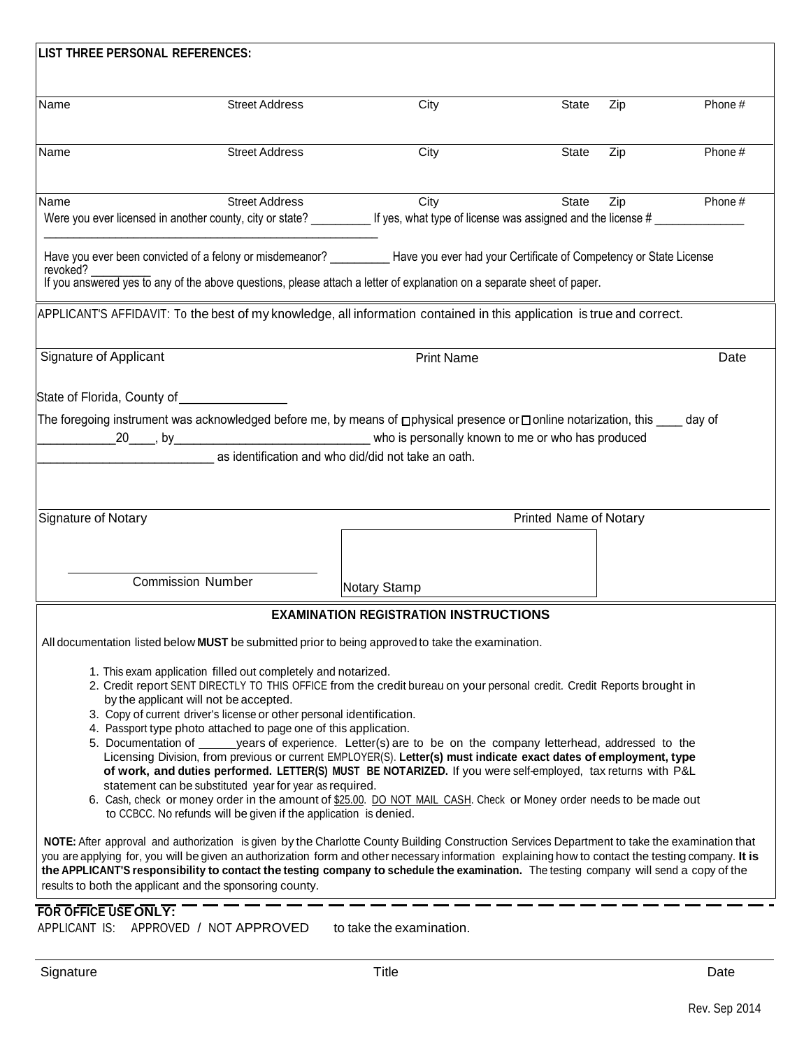**LIST THREE PERSONAL REFERENCES:**

| Name | Street Address | City | State | Zip | Phone # |
|---|---|---|---|---|---|
| Name | Street Address | City | State | Zip | Phone # |
| Name | Street Address | City | State | Zip | Phone # |

Were you ever licensed in another county, city or state? __________ If yes, what type of license was assigned and the license # _______________

_______________________________________________________

Have you ever been convicted of a felony or misdemeanor? __________ Have you ever had your Certificate of Competency or State License revoked? __________

If you answered yes to any of the above questions, please attach a letter of explanation on a separate sheet of paper.

APPLICANT'S AFFIDAVIT: To the best of my knowledge, all information contained in this application is true and correct.

Signature of Applicant | Print Name | Date

State of Florida, County of ________________

The foregoing instrument was acknowledged before me, by means of ☐ physical presence or ☐ online notarization, this ____ day of ____________20____, by______________________________ who is personally known to me or who has produced ___________________________ as identification and who did/did not take an oath.

Signature of Notary | Printed Name of Notary

Commission Number

Notary Stamp

## EXAMINATION REGISTRATION INSTRUCTIONS

All documentation listed below **MUST** be submitted prior to being approved to take the examination.

1. This exam application filled out completely and notarized.
2. Credit report SENT DIRECTLY TO THIS OFFICE from the credit bureau on your personal credit. Credit Reports brought in by the applicant will not be accepted.
3. Copy of current driver's license or other personal identification.
4. Passport type photo attached to page one of this application.
5. Documentation of ______years of experience. Letter(s) are to be on the company letterhead, addressed to the Licensing Division, from previous or current EMPLOYER(S). **Letter(s) must indicate exact dates of employment, type of work, and duties performed. LETTER(S) MUST BE NOTARIZED.** If you were self-employed, tax returns with P&L statement can be substituted year for year as required.
6. Cash, check or money order in the amount of $25.00. DO NOT MAIL CASH. Check or Money order needs to be made out to CCBCC. No refunds will be given if the application is denied.

**NOTE:** After approval and authorization is given by the Charlotte County Building Construction Services Department to take the examination that you are applying for, you will be given an authorization form and other necessary information explaining how to contact the testing company. **It is the APPLICANT'S responsibility to contact the testing company to schedule the examination.** The testing company will send a copy of the results to both the applicant and the sponsoring county.

**FOR OFFICE USE ONLY:**

APPLICANT IS: APPROVED / NOT APPROVED to take the examination.

Signature | Title | Date

Rev. Sep 2014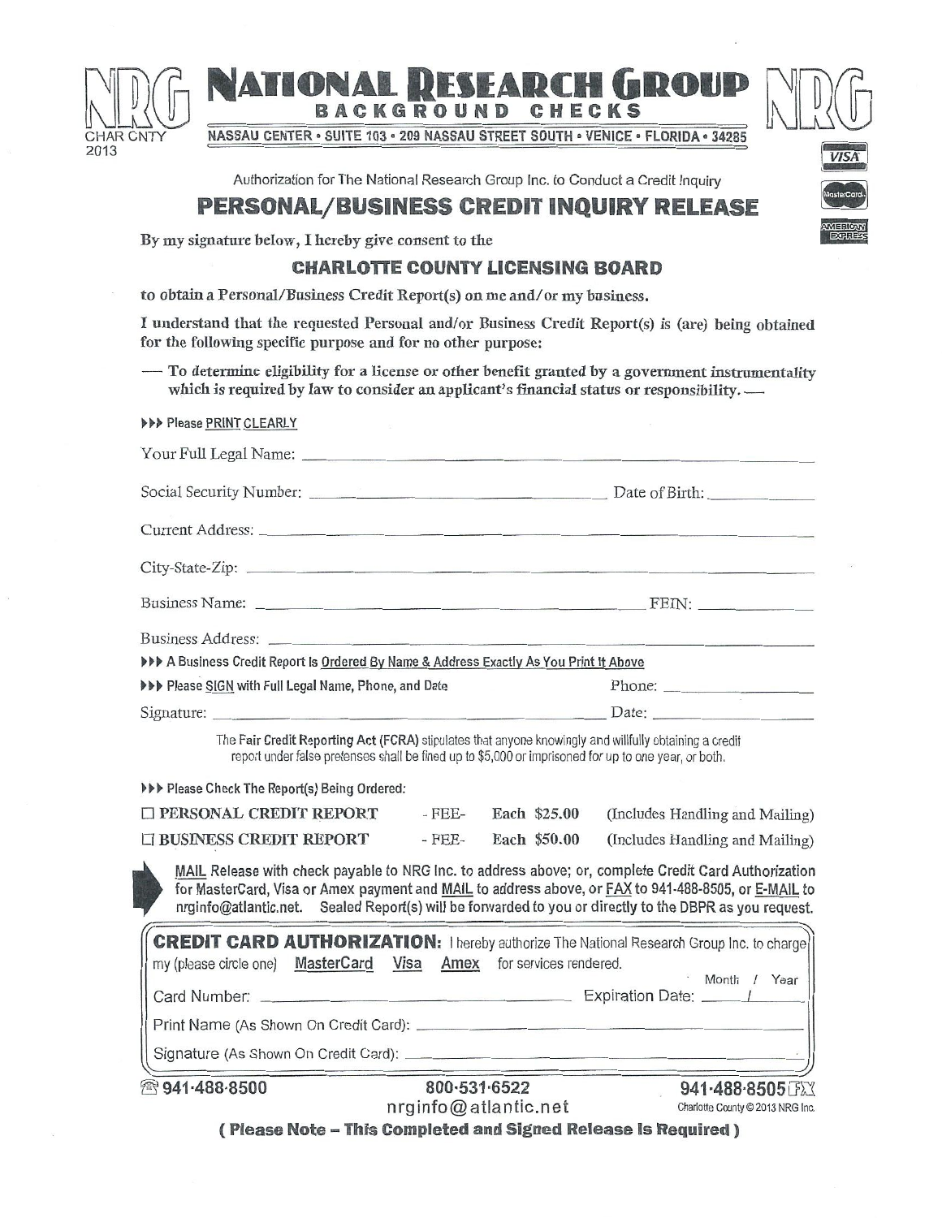NRG

CHAR CNTY
2013

# NATIONAL RESEARCH GROUP

BACKGROUND CHECKS

NASSAU CENTER • SUITE 103 • 209 NASSAU STREET SOUTH • VENICE • FLORIDA • 34285

NRG

VISA MasterCard AMERICAN EXPRESS

Authorization for The National Research Group Inc. to Conduct a Credit Inquiry

## PERSONAL/BUSINESS CREDIT INQUIRY RELEASE

By my signature below, I hereby give consent to the

### CHARLOTTE COUNTY LICENSING BOARD

to obtain a Personal/Business Credit Report(s) on me and/or my business.

I understand that the requested Personal and/or Business Credit Report(s) is (are) being obtained for the following specific purpose and for no other purpose:

— To determine eligibility for a license or other benefit granted by a government instrumentality which is required by law to consider an applicant's financial status or responsibility. —

▶▶▶ Please PRINT CLEARLY

Your Full Legal Name: ____________________

Social Security Number: ____________________ Date of Birth: __________

Current Address: ____________________

City-State-Zip: ____________________

Business Name: ____________________ FEIN: __________

Business Address: ____________________

▶▶▶ A Business Credit Report Is Ordered By Name & Address Exactly As You Print It Above

▶▶▶ Please SIGN with Full Legal Name, Phone, and Date Phone: __________

Signature: ____________________ Date: __________

The Fair Credit Reporting Act (FCRA) stipulates that anyone knowingly and willfully obtaining a credit report under false pretenses shall be fined up to $5,000 or imprisoned for up to one year, or both.

▶▶▶ Please Check The Report(s) Being Ordered:

☐ **PERSONAL CREDIT REPORT** - FEE- Each $25.00 (Includes Handling and Mailing)

☐ **BUSINESS CREDIT REPORT** - FEE- Each $50.00 (Includes Handling and Mailing)

MAIL Release with check payable to NRG Inc. to address above; or, complete Credit Card Authorization for MasterCard, Visa or Amex payment and MAIL to address above, or FAX to 941-488-8505, or E-MAIL to nrginfo@atlantic.net. Sealed Report(s) will be forwarded to you or directly to the DBPR as you request.

**CREDIT CARD AUTHORIZATION:** I hereby authorize The National Research Group Inc. to charge my (please circle one) MasterCard Visa Amex for services rendered.

Card Number: ____________________ Expiration Date: ____ / ____ (Month / Year)

Print Name (As Shown On Credit Card): ____________________

Signature (As Shown On Credit Card): ____________________

☎ 941-488-8500 800-531-6522 nrginfo@atlantic.net 941-488-8505 FX

Charlotte County © 2013 NRG Inc.

**( Please Note – This Completed and Signed Release Is Required )**